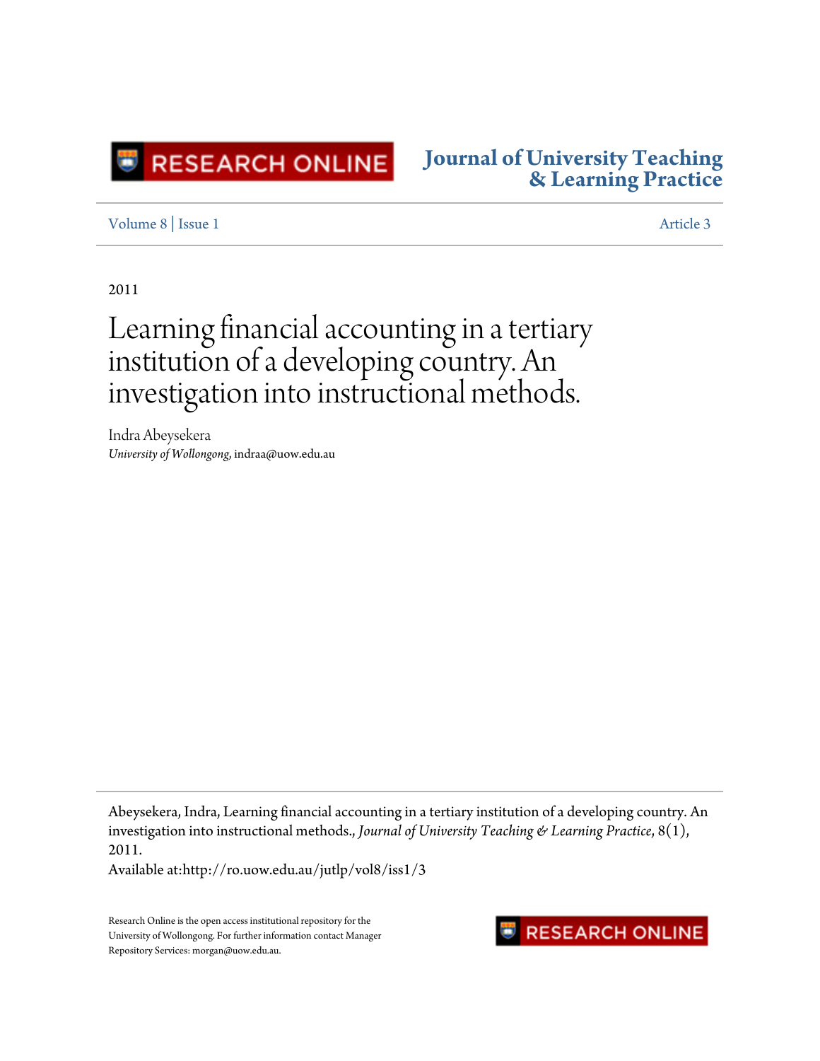RESEARCH ONLINE

**Journal of University Teaching & Learning Practice**

Volume 8 | Issue 1 — Article 3

2011

# Learning financial accounting in a tertiary institution of a developing country. An investigation into instructional methods.

Indra Abeysekera
*University of Wollongong*, indraa@uow.edu.au

Abeysekera, Indra, Learning financial accounting in a tertiary institution of a developing country. An investigation into instructional methods., *Journal of University Teaching & Learning Practice*, 8(1), 2011.
Available at:http://ro.uow.edu.au/jutlp/vol8/iss1/3

Research Online is the open access institutional repository for the University of Wollongong. For further information contact Manager Repository Services: morgan@uow.edu.au.

RESEARCH ONLINE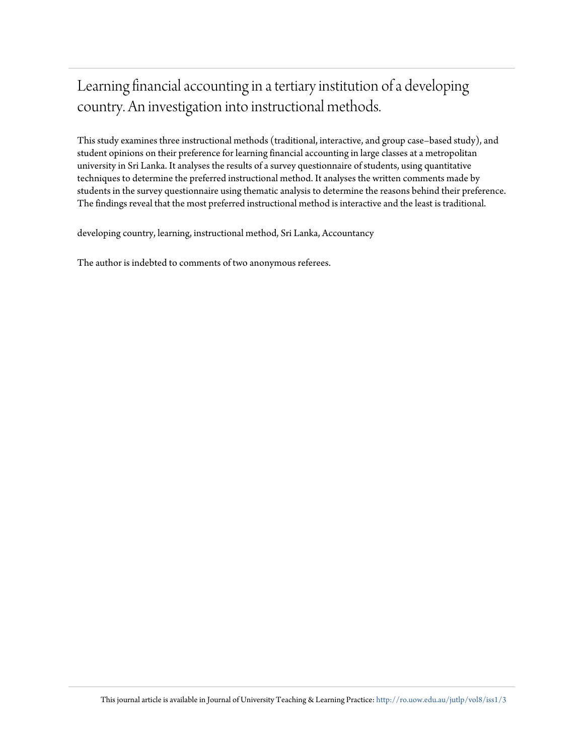# Learning financial accounting in a tertiary institution of a developing country. An investigation into instructional methods.

This study examines three instructional methods (traditional, interactive, and group case–based study), and student opinions on their preference for learning financial accounting in large classes at a metropolitan university in Sri Lanka. It analyses the results of a survey questionnaire of students, using quantitative techniques to determine the preferred instructional method. It analyses the written comments made by students in the survey questionnaire using thematic analysis to determine the reasons behind their preference. The findings reveal that the most preferred instructional method is interactive and the least is traditional.

developing country, learning, instructional method, Sri Lanka, Accountancy

The author is indebted to comments of two anonymous referees.

This journal article is available in Journal of University Teaching & Learning Practice: http://ro.uow.edu.au/jutlp/vol8/iss1/3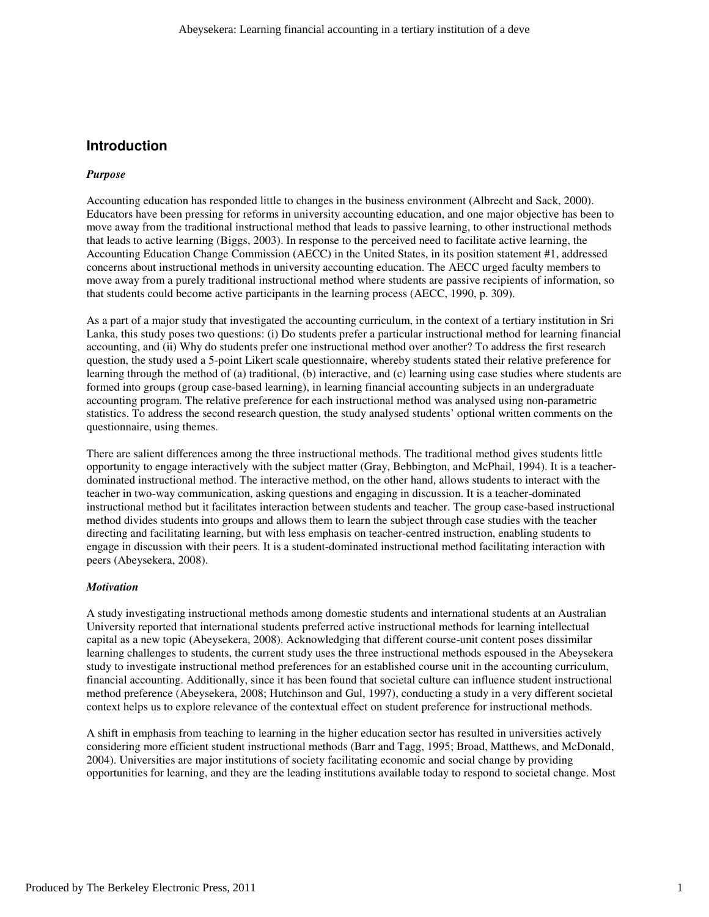## Introduction

### *Purpose*

Accounting education has responded little to changes in the business environment (Albrecht and Sack, 2000). Educators have been pressing for reforms in university accounting education, and one major objective has been to move away from the traditional instructional method that leads to passive learning, to other instructional methods that leads to active learning (Biggs, 2003). In response to the perceived need to facilitate active learning, the Accounting Education Change Commission (AECC) in the United States, in its position statement #1, addressed concerns about instructional methods in university accounting education. The AECC urged faculty members to move away from a purely traditional instructional method where students are passive recipients of information, so that students could become active participants in the learning process (AECC, 1990, p. 309).

As a part of a major study that investigated the accounting curriculum, in the context of a tertiary institution in Sri Lanka, this study poses two questions: (i) Do students prefer a particular instructional method for learning financial accounting, and (ii) Why do students prefer one instructional method over another? To address the first research question, the study used a 5-point Likert scale questionnaire, whereby students stated their relative preference for learning through the method of (a) traditional, (b) interactive, and (c) learning using case studies where students are formed into groups (group case-based learning), in learning financial accounting subjects in an undergraduate accounting program. The relative preference for each instructional method was analysed using non-parametric statistics. To address the second research question, the study analysed students' optional written comments on the questionnaire, using themes.

There are salient differences among the three instructional methods. The traditional method gives students little opportunity to engage interactively with the subject matter (Gray, Bebbington, and McPhail, 1994). It is a teacher-dominated instructional method. The interactive method, on the other hand, allows students to interact with the teacher in two-way communication, asking questions and engaging in discussion. It is a teacher-dominated instructional method but it facilitates interaction between students and teacher. The group case-based instructional method divides students into groups and allows them to learn the subject through case studies with the teacher directing and facilitating learning, but with less emphasis on teacher-centred instruction, enabling students to engage in discussion with their peers. It is a student-dominated instructional method facilitating interaction with peers (Abeysekera, 2008).

### *Motivation*

A study investigating instructional methods among domestic students and international students at an Australian University reported that international students preferred active instructional methods for learning intellectual capital as a new topic (Abeysekera, 2008). Acknowledging that different course-unit content poses dissimilar learning challenges to students, the current study uses the three instructional methods espoused in the Abeysekera study to investigate instructional method preferences for an established course unit in the accounting curriculum, financial accounting. Additionally, since it has been found that societal culture can influence student instructional method preference (Abeysekera, 2008; Hutchinson and Gul, 1997), conducting a study in a very different societal context helps us to explore relevance of the contextual effect on student preference for instructional methods.

A shift in emphasis from teaching to learning in the higher education sector has resulted in universities actively considering more efficient student instructional methods (Barr and Tagg, 1995; Broad, Matthews, and McDonald, 2004). Universities are major institutions of society facilitating economic and social change by providing opportunities for learning, and they are the leading institutions available today to respond to societal change. Most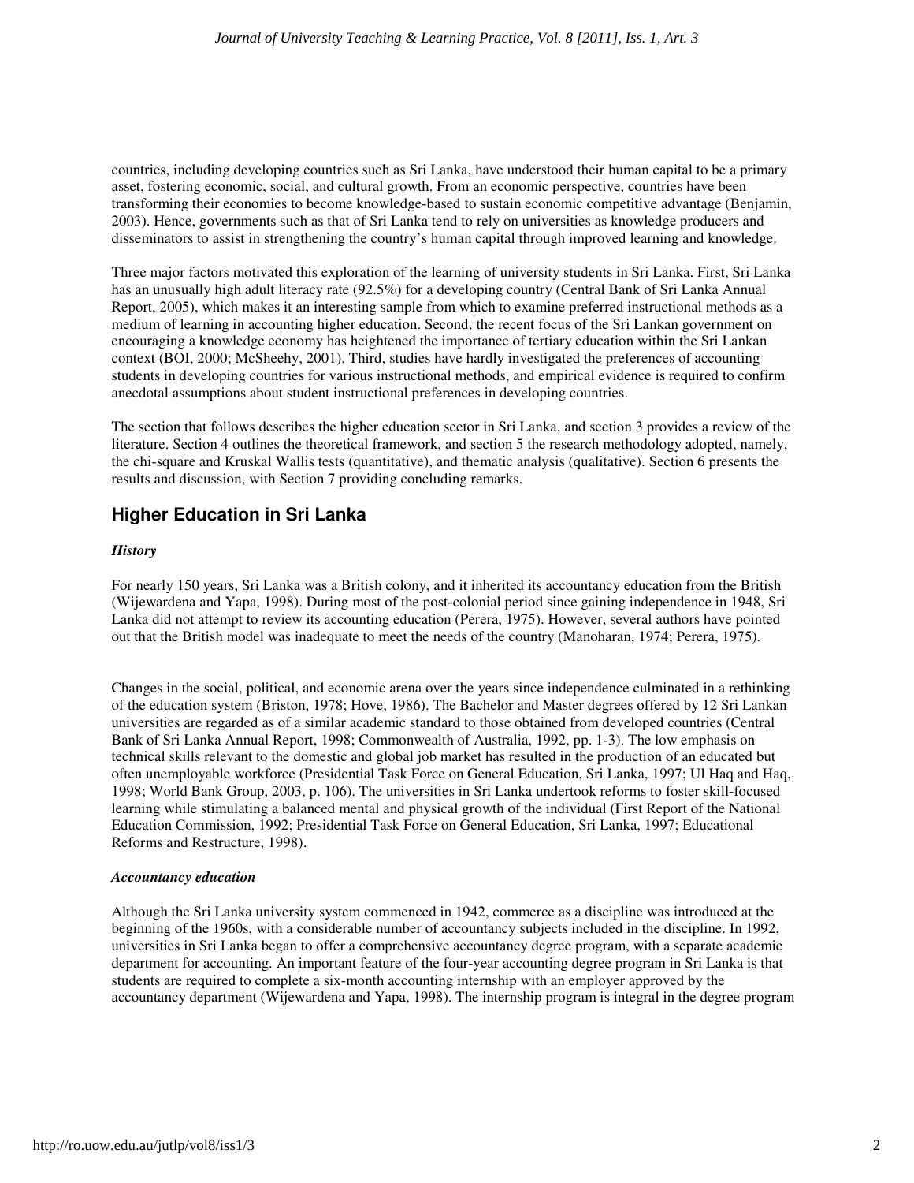countries, including developing countries such as Sri Lanka, have understood their human capital to be a primary asset, fostering economic, social, and cultural growth. From an economic perspective, countries have been transforming their economies to become knowledge-based to sustain economic competitive advantage (Benjamin, 2003). Hence, governments such as that of Sri Lanka tend to rely on universities as knowledge producers and disseminators to assist in strengthening the country's human capital through improved learning and knowledge.

Three major factors motivated this exploration of the learning of university students in Sri Lanka. First, Sri Lanka has an unusually high adult literacy rate (92.5%) for a developing country (Central Bank of Sri Lanka Annual Report, 2005), which makes it an interesting sample from which to examine preferred instructional methods as a medium of learning in accounting higher education. Second, the recent focus of the Sri Lankan government on encouraging a knowledge economy has heightened the importance of tertiary education within the Sri Lankan context (BOI, 2000; McSheehy, 2001). Third, studies have hardly investigated the preferences of accounting students in developing countries for various instructional methods, and empirical evidence is required to confirm anecdotal assumptions about student instructional preferences in developing countries.

The section that follows describes the higher education sector in Sri Lanka, and section 3 provides a review of the literature. Section 4 outlines the theoretical framework, and section 5 the research methodology adopted, namely, the chi-square and Kruskal Wallis tests (quantitative), and thematic analysis (qualitative). Section 6 presents the results and discussion, with Section 7 providing concluding remarks.

## Higher Education in Sri Lanka

### *History*

For nearly 150 years, Sri Lanka was a British colony, and it inherited its accountancy education from the British (Wijewardena and Yapa, 1998). During most of the post-colonial period since gaining independence in 1948, Sri Lanka did not attempt to review its accounting education (Perera, 1975). However, several authors have pointed out that the British model was inadequate to meet the needs of the country (Manoharan, 1974; Perera, 1975).

Changes in the social, political, and economic arena over the years since independence culminated in a rethinking of the education system (Briston, 1978; Hove, 1986). The Bachelor and Master degrees offered by 12 Sri Lankan universities are regarded as of a similar academic standard to those obtained from developed countries (Central Bank of Sri Lanka Annual Report, 1998; Commonwealth of Australia, 1992, pp. 1-3). The low emphasis on technical skills relevant to the domestic and global job market has resulted in the production of an educated but often unemployable workforce (Presidential Task Force on General Education, Sri Lanka, 1997; Ul Haq and Haq, 1998; World Bank Group, 2003, p. 106). The universities in Sri Lanka undertook reforms to foster skill-focused learning while stimulating a balanced mental and physical growth of the individual (First Report of the National Education Commission, 1992; Presidential Task Force on General Education, Sri Lanka, 1997; Educational Reforms and Restructure, 1998).

### *Accountancy education*

Although the Sri Lanka university system commenced in 1942, commerce as a discipline was introduced at the beginning of the 1960s, with a considerable number of accountancy subjects included in the discipline. In 1992, universities in Sri Lanka began to offer a comprehensive accountancy degree program, with a separate academic department for accounting. An important feature of the four-year accounting degree program in Sri Lanka is that students are required to complete a six-month accounting internship with an employer approved by the accountancy department (Wijewardena and Yapa, 1998). The internship program is integral in the degree program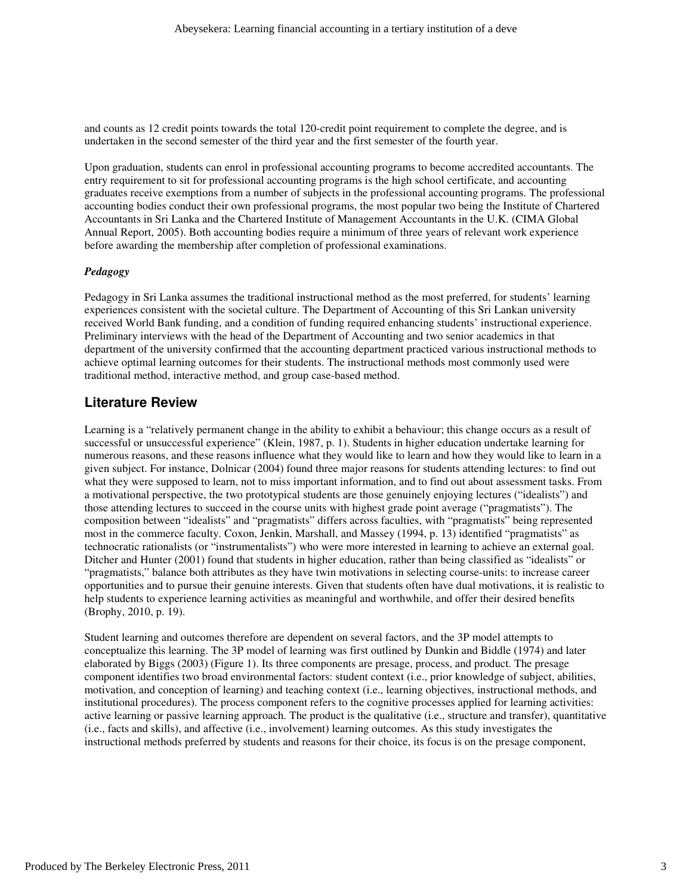and counts as 12 credit points towards the total 120-credit point requirement to complete the degree, and is undertaken in the second semester of the third year and the first semester of the fourth year.

Upon graduation, students can enrol in professional accounting programs to become accredited accountants. The entry requirement to sit for professional accounting programs is the high school certificate, and accounting graduates receive exemptions from a number of subjects in the professional accounting programs. The professional accounting bodies conduct their own professional programs, the most popular two being the Institute of Chartered Accountants in Sri Lanka and the Chartered Institute of Management Accountants in the U.K. (CIMA Global Annual Report, 2005). Both accounting bodies require a minimum of three years of relevant work experience before awarding the membership after completion of professional examinations.

### *Pedagogy*

Pedagogy in Sri Lanka assumes the traditional instructional method as the most preferred, for students' learning experiences consistent with the societal culture. The Department of Accounting of this Sri Lankan university received World Bank funding, and a condition of funding required enhancing students' instructional experience. Preliminary interviews with the head of the Department of Accounting and two senior academics in that department of the university confirmed that the accounting department practiced various instructional methods to achieve optimal learning outcomes for their students. The instructional methods most commonly used were traditional method, interactive method, and group case-based method.

## Literature Review

Learning is a "relatively permanent change in the ability to exhibit a behaviour; this change occurs as a result of successful or unsuccessful experience" (Klein, 1987, p. 1). Students in higher education undertake learning for numerous reasons, and these reasons influence what they would like to learn and how they would like to learn in a given subject. For instance, Dolnicar (2004) found three major reasons for students attending lectures: to find out what they were supposed to learn, not to miss important information, and to find out about assessment tasks. From a motivational perspective, the two prototypical students are those genuinely enjoying lectures ("idealists") and those attending lectures to succeed in the course units with highest grade point average ("pragmatists"). The composition between "idealists" and "pragmatists" differs across faculties, with "pragmatists" being represented most in the commerce faculty. Coxon, Jenkin, Marshall, and Massey (1994, p. 13) identified "pragmatists" as technocratic rationalists (or "instrumentalists") who were more interested in learning to achieve an external goal. Ditcher and Hunter (2001) found that students in higher education, rather than being classified as "idealists" or "pragmatists," balance both attributes as they have twin motivations in selecting course-units: to increase career opportunities and to pursue their genuine interests. Given that students often have dual motivations, it is realistic to help students to experience learning activities as meaningful and worthwhile, and offer their desired benefits (Brophy, 2010, p. 19).

Student learning and outcomes therefore are dependent on several factors, and the 3P model attempts to conceptualize this learning. The 3P model of learning was first outlined by Dunkin and Biddle (1974) and later elaborated by Biggs (2003) (Figure 1). Its three components are presage, process, and product. The presage component identifies two broad environmental factors: student context (i.e., prior knowledge of subject, abilities, motivation, and conception of learning) and teaching context (i.e., learning objectives, instructional methods, and institutional procedures). The process component refers to the cognitive processes applied for learning activities: active learning or passive learning approach. The product is the qualitative (i.e., structure and transfer), quantitative (i.e., facts and skills), and affective (i.e., involvement) learning outcomes. As this study investigates the instructional methods preferred by students and reasons for their choice, its focus is on the presage component,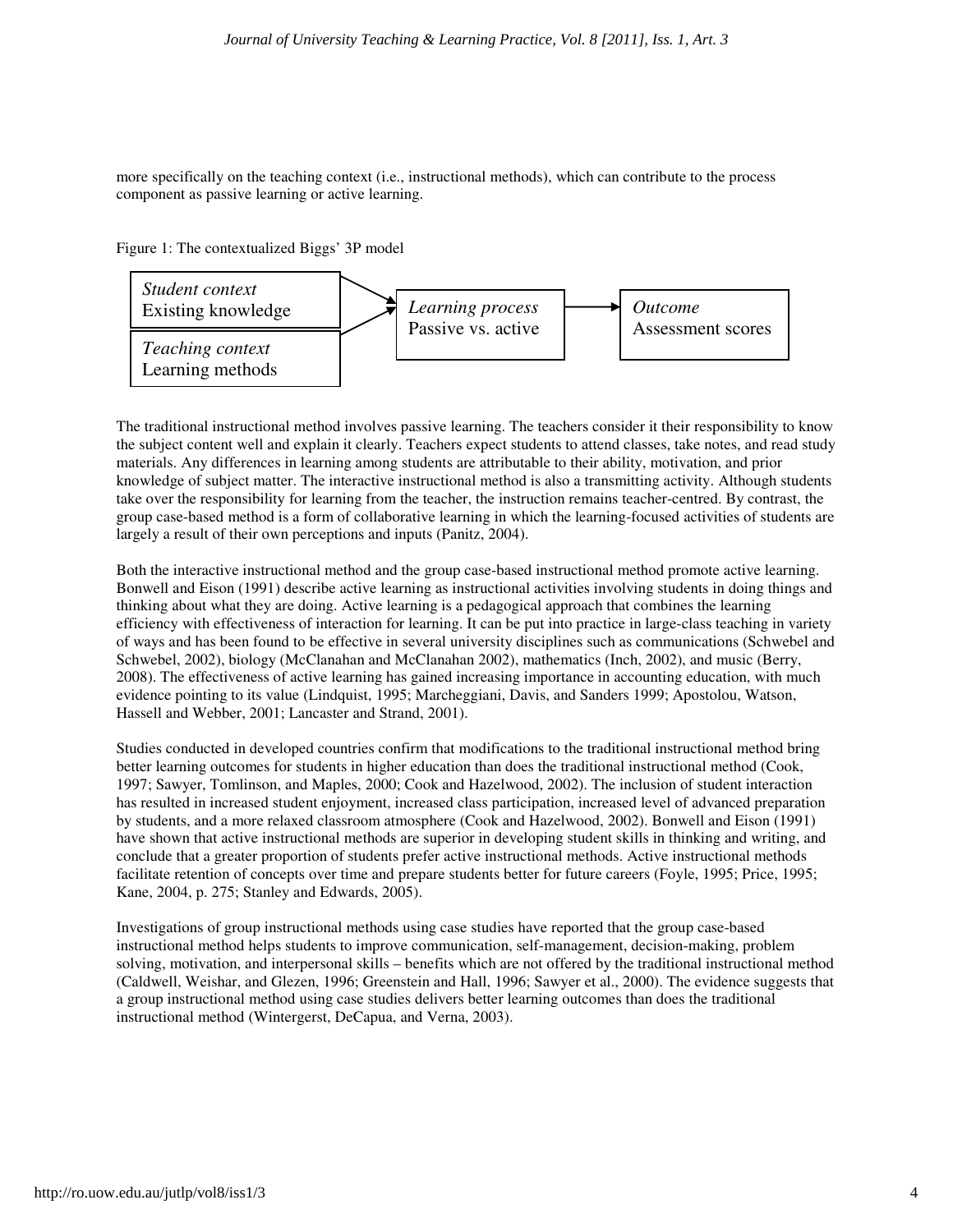more specifically on the teaching context (i.e., instructional methods), which can contribute to the process component as passive learning or active learning.

Figure 1: The contextualized Biggs' 3P model

*Student context*
Existing knowledge

*Teaching context*
Learning methods

*Learning process*
Passive vs. active

*Outcome*
Assessment scores

The traditional instructional method involves passive learning. The teachers consider it their responsibility to know the subject content well and explain it clearly. Teachers expect students to attend classes, take notes, and read study materials. Any differences in learning among students are attributable to their ability, motivation, and prior knowledge of subject matter. The interactive instructional method is also a transmitting activity. Although students take over the responsibility for learning from the teacher, the instruction remains teacher-centred. By contrast, the group case-based method is a form of collaborative learning in which the learning-focused activities of students are largely a result of their own perceptions and inputs (Panitz, 2004).

Both the interactive instructional method and the group case-based instructional method promote active learning. Bonwell and Eison (1991) describe active learning as instructional activities involving students in doing things and thinking about what they are doing. Active learning is a pedagogical approach that combines the learning efficiency with effectiveness of interaction for learning. It can be put into practice in large-class teaching in variety of ways and has been found to be effective in several university disciplines such as communications (Schwebel and Schwebel, 2002), biology (McClanahan and McClanahan 2002), mathematics (Inch, 2002), and music (Berry, 2008). The effectiveness of active learning has gained increasing importance in accounting education, with much evidence pointing to its value (Lindquist, 1995; Marcheggiani, Davis, and Sanders 1999; Apostolou, Watson, Hassell and Webber, 2001; Lancaster and Strand, 2001).

Studies conducted in developed countries confirm that modifications to the traditional instructional method bring better learning outcomes for students in higher education than does the traditional instructional method (Cook, 1997; Sawyer, Tomlinson, and Maples, 2000; Cook and Hazelwood, 2002). The inclusion of student interaction has resulted in increased student enjoyment, increased class participation, increased level of advanced preparation by students, and a more relaxed classroom atmosphere (Cook and Hazelwood, 2002). Bonwell and Eison (1991) have shown that active instructional methods are superior in developing student skills in thinking and writing, and conclude that a greater proportion of students prefer active instructional methods. Active instructional methods facilitate retention of concepts over time and prepare students better for future careers (Foyle, 1995; Price, 1995; Kane, 2004, p. 275; Stanley and Edwards, 2005).

Investigations of group instructional methods using case studies have reported that the group case-based instructional method helps students to improve communication, self-management, decision-making, problem solving, motivation, and interpersonal skills – benefits which are not offered by the traditional instructional method (Caldwell, Weishar, and Glezen, 1996; Greenstein and Hall, 1996; Sawyer et al., 2000). The evidence suggests that a group instructional method using case studies delivers better learning outcomes than does the traditional instructional method (Wintergerst, DeCapua, and Verna, 2003).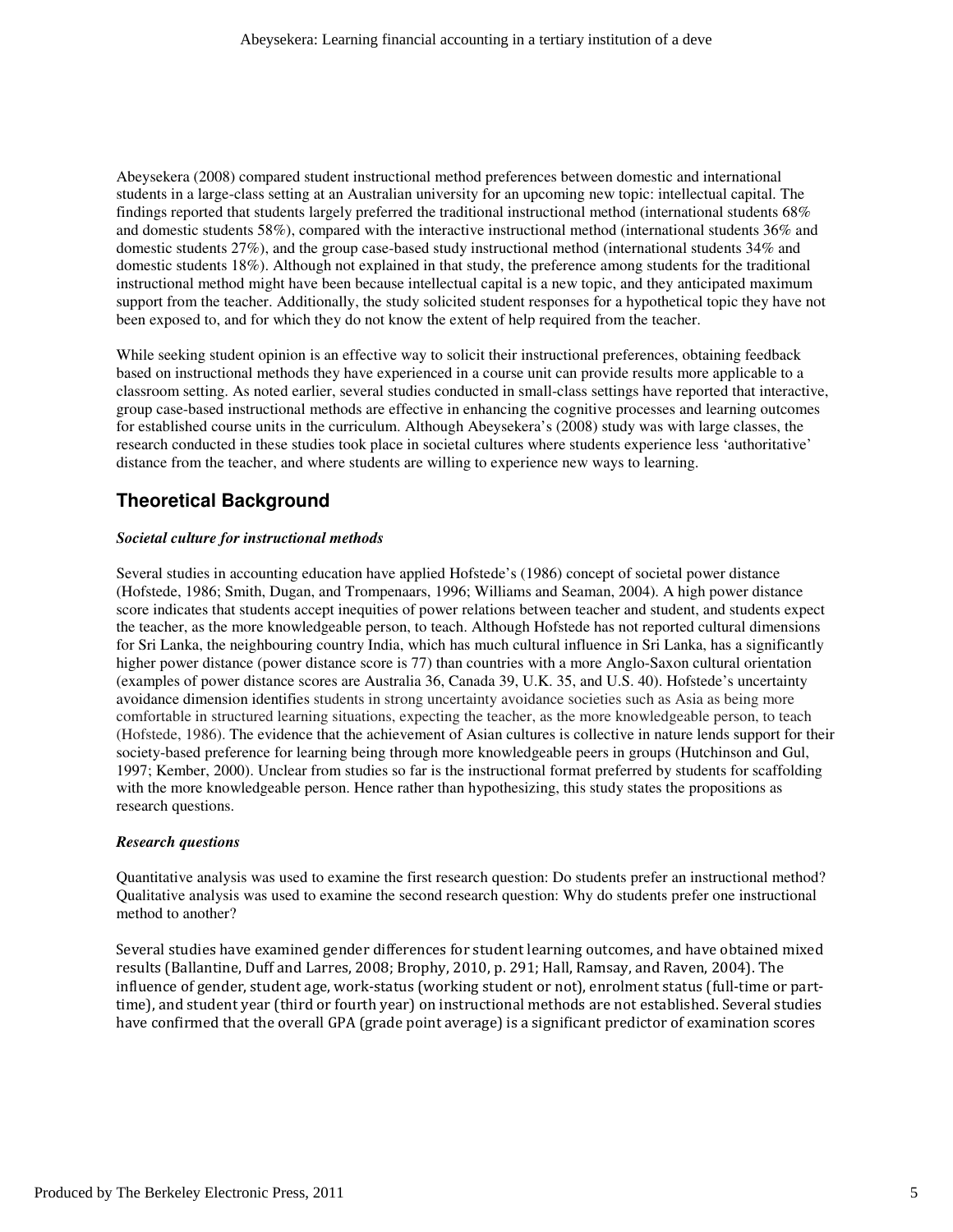Abeysekera (2008) compared student instructional method preferences between domestic and international students in a large-class setting at an Australian university for an upcoming new topic: intellectual capital. The findings reported that students largely preferred the traditional instructional method (international students 68% and domestic students 58%), compared with the interactive instructional method (international students 36% and domestic students 27%), and the group case-based study instructional method (international students 34% and domestic students 18%). Although not explained in that study, the preference among students for the traditional instructional method might have been because intellectual capital is a new topic, and they anticipated maximum support from the teacher. Additionally, the study solicited student responses for a hypothetical topic they have not been exposed to, and for which they do not know the extent of help required from the teacher.

While seeking student opinion is an effective way to solicit their instructional preferences, obtaining feedback based on instructional methods they have experienced in a course unit can provide results more applicable to a classroom setting. As noted earlier, several studies conducted in small-class settings have reported that interactive, group case-based instructional methods are effective in enhancing the cognitive processes and learning outcomes for established course units in the curriculum. Although Abeysekera's (2008) study was with large classes, the research conducted in these studies took place in societal cultures where students experience less 'authoritative' distance from the teacher, and where students are willing to experience new ways to learning.

## Theoretical Background

### *Societal culture for instructional methods*

Several studies in accounting education have applied Hofstede's (1986) concept of societal power distance (Hofstede, 1986; Smith, Dugan, and Trompenaars, 1996; Williams and Seaman, 2004). A high power distance score indicates that students accept inequities of power relations between teacher and student, and students expect the teacher, as the more knowledgeable person, to teach. Although Hofstede has not reported cultural dimensions for Sri Lanka, the neighbouring country India, which has much cultural influence in Sri Lanka, has a significantly higher power distance (power distance score is 77) than countries with a more Anglo-Saxon cultural orientation (examples of power distance scores are Australia 36, Canada 39, U.K. 35, and U.S. 40). Hofstede's uncertainty avoidance dimension identifies students in strong uncertainty avoidance societies such as Asia as being more comfortable in structured learning situations, expecting the teacher, as the more knowledgeable person, to teach (Hofstede, 1986). The evidence that the achievement of Asian cultures is collective in nature lends support for their society-based preference for learning being through more knowledgeable peers in groups (Hutchinson and Gul, 1997; Kember, 2000). Unclear from studies so far is the instructional format preferred by students for scaffolding with the more knowledgeable person. Hence rather than hypothesizing, this study states the propositions as research questions.

### *Research questions*

Quantitative analysis was used to examine the first research question: Do students prefer an instructional method? Qualitative analysis was used to examine the second research question: Why do students prefer one instructional method to another?

Several studies have examined gender differences for student learning outcomes, and have obtained mixed results (Ballantine, Duff and Larres, 2008; Brophy, 2010, p. 291; Hall, Ramsay, and Raven, 2004). The influence of gender, student age, work-status (working student or not), enrolment status (full-time or part-time), and student year (third or fourth year) on instructional methods are not established. Several studies have confirmed that the overall GPA (grade point average) is a significant predictor of examination scores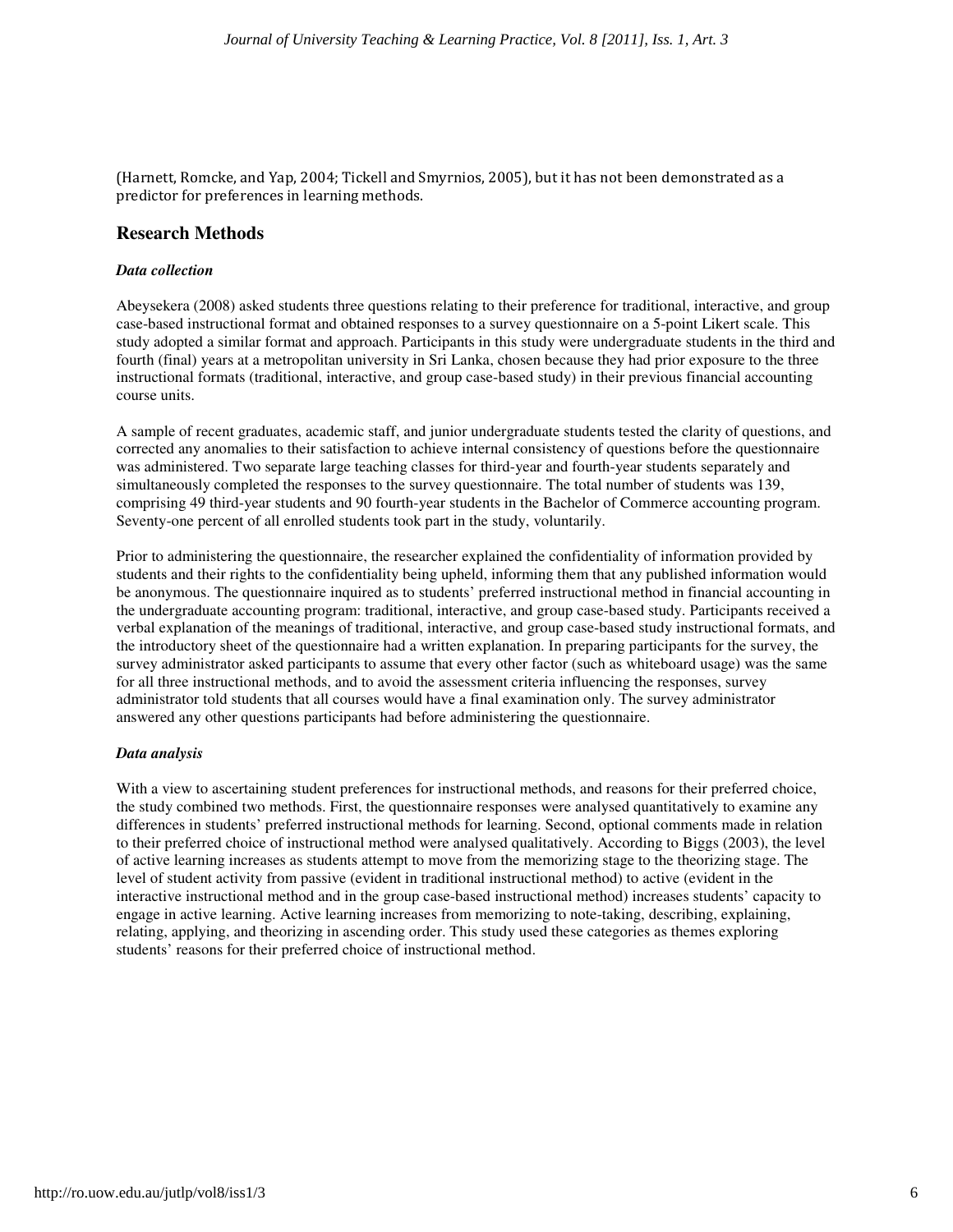(Harnett, Romcke, and Yap, 2004; Tickell and Smyrnios, 2005), but it has not been demonstrated as a predictor for preferences in learning methods.

## Research Methods

### *Data collection*

Abeysekera (2008) asked students three questions relating to their preference for traditional, interactive, and group case-based instructional format and obtained responses to a survey questionnaire on a 5-point Likert scale. This study adopted a similar format and approach. Participants in this study were undergraduate students in the third and fourth (final) years at a metropolitan university in Sri Lanka, chosen because they had prior exposure to the three instructional formats (traditional, interactive, and group case-based study) in their previous financial accounting course units.

A sample of recent graduates, academic staff, and junior undergraduate students tested the clarity of questions, and corrected any anomalies to their satisfaction to achieve internal consistency of questions before the questionnaire was administered. Two separate large teaching classes for third-year and fourth-year students separately and simultaneously completed the responses to the survey questionnaire. The total number of students was 139, comprising 49 third-year students and 90 fourth-year students in the Bachelor of Commerce accounting program. Seventy-one percent of all enrolled students took part in the study, voluntarily.

Prior to administering the questionnaire, the researcher explained the confidentiality of information provided by students and their rights to the confidentiality being upheld, informing them that any published information would be anonymous. The questionnaire inquired as to students' preferred instructional method in financial accounting in the undergraduate accounting program: traditional, interactive, and group case-based study. Participants received a verbal explanation of the meanings of traditional, interactive, and group case-based study instructional formats, and the introductory sheet of the questionnaire had a written explanation. In preparing participants for the survey, the survey administrator asked participants to assume that every other factor (such as whiteboard usage) was the same for all three instructional methods, and to avoid the assessment criteria influencing the responses, survey administrator told students that all courses would have a final examination only. The survey administrator answered any other questions participants had before administering the questionnaire.

### *Data analysis*

With a view to ascertaining student preferences for instructional methods, and reasons for their preferred choice, the study combined two methods. First, the questionnaire responses were analysed quantitatively to examine any differences in students' preferred instructional methods for learning. Second, optional comments made in relation to their preferred choice of instructional method were analysed qualitatively. According to Biggs (2003), the level of active learning increases as students attempt to move from the memorizing stage to the theorizing stage. The level of student activity from passive (evident in traditional instructional method) to active (evident in the interactive instructional method and in the group case-based instructional method) increases students' capacity to engage in active learning. Active learning increases from memorizing to note-taking, describing, explaining, relating, applying, and theorizing in ascending order. This study used these categories as themes exploring students' reasons for their preferred choice of instructional method.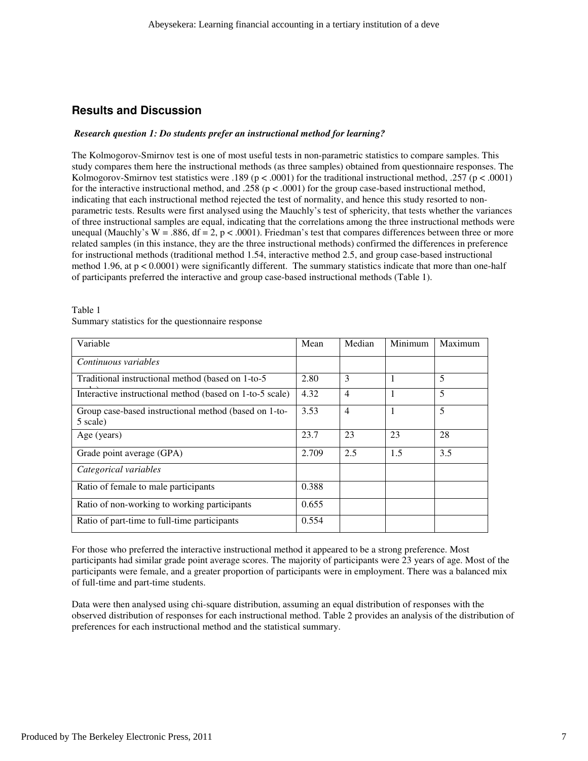## Results and Discussion

***Research question 1: Do students prefer an instructional method for learning?***

The Kolmogorov-Smirnov test is one of most useful tests in non-parametric statistics to compare samples. This study compares them here the instructional methods (as three samples) obtained from questionnaire responses. The Kolmogorov-Smirnov test statistics were .189 ($p < .0001$) for the traditional instructional method, .257 ($p < .0001$) for the interactive instructional method, and .258 ($p < .0001$) for the group case-based instructional method, indicating that each instructional method rejected the test of normality, and hence this study resorted to non-parametric tests. Results were first analysed using the Mauchly's test of sphericity, that tests whether the variances of three instructional samples are equal, indicating that the correlations among the three instructional methods were unequal (Mauchly's $W = .886$, $df = 2$, $p < .0001$). Friedman's test that compares differences between three or more related samples (in this instance, they are the three instructional methods) confirmed the differences in preference for instructional methods (traditional method 1.54, interactive method 2.5, and group case-based instructional method 1.96, at $p < 0.0001$) were significantly different. The summary statistics indicate that more than one-half of participants preferred the interactive and group case-based instructional methods (Table 1).

Table 1
Summary statistics for the questionnaire response

| Variable | Mean | Median | Minimum | Maximum |
|---|---|---|---|---|
| *Continuous variables* | | | | |
| Traditional instructional method (based on 1-to-5 scale) | 2.80 | 3 | 1 | 5 |
| Interactive instructional method (based on 1-to-5 scale) | 4.32 | 4 | 1 | 5 |
| Group case-based instructional method (based on 1-to-5 scale) | 3.53 | 4 | 1 | 5 |
| Age (years) | 23.7 | 23 | 23 | 28 |
| Grade point average (GPA) | 2.709 | 2.5 | 1.5 | 3.5 |
| *Categorical variables* | | | | |
| Ratio of female to male participants | 0.388 | | | |
| Ratio of non-working to working participants | 0.655 | | | |
| Ratio of part-time to full-time participants | 0.554 | | | |

For those who preferred the interactive instructional method it appeared to be a strong preference. Most participants had similar grade point average scores. The majority of participants were 23 years of age. Most of the participants were female, and a greater proportion of participants were in employment. There was a balanced mix of full-time and part-time students.

Data were then analysed using chi-square distribution, assuming an equal distribution of responses with the observed distribution of responses for each instructional method. Table 2 provides an analysis of the distribution of preferences for each instructional method and the statistical summary.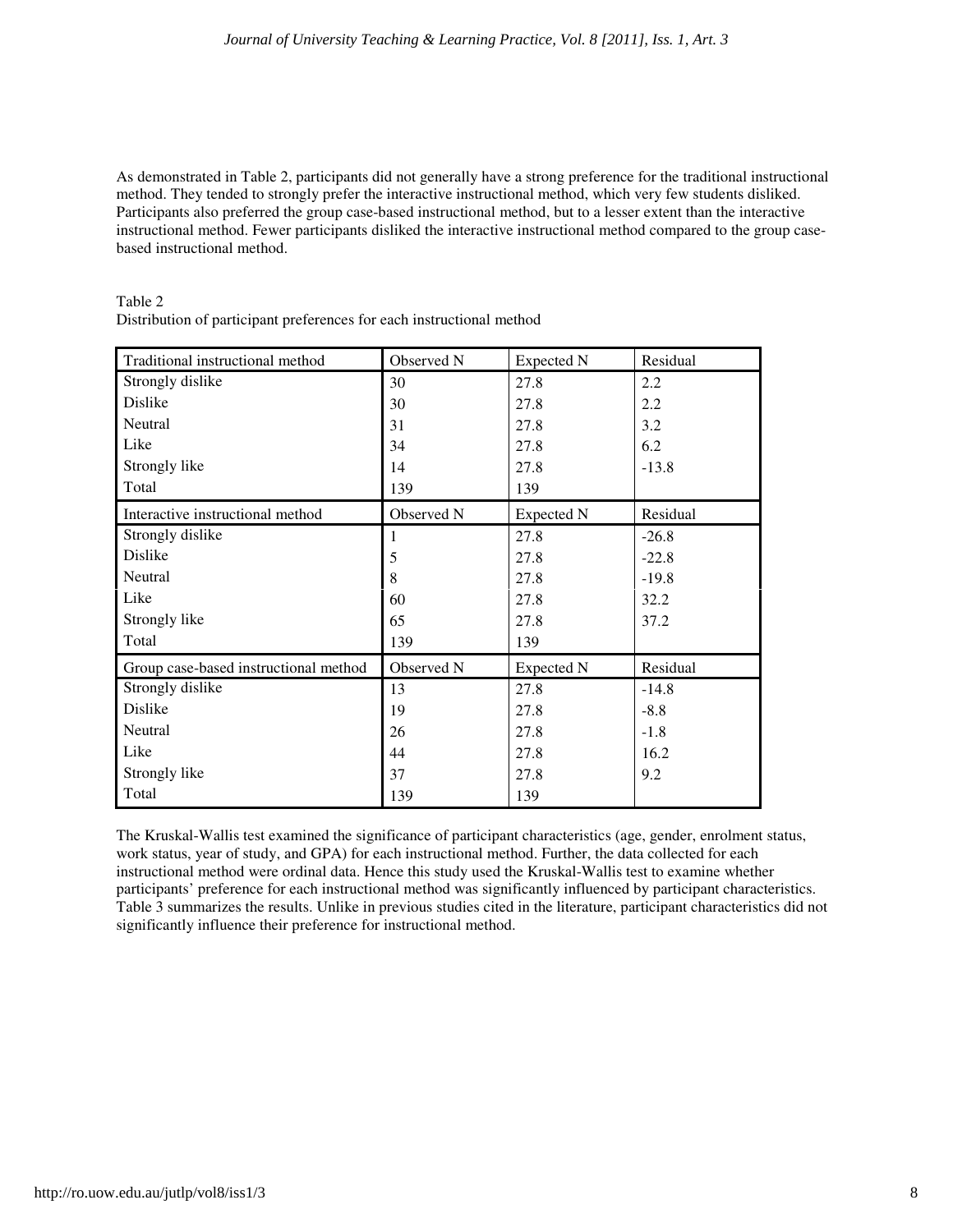As demonstrated in Table 2, participants did not generally have a strong preference for the traditional instructional method. They tended to strongly prefer the interactive instructional method, which very few students disliked. Participants also preferred the group case-based instructional method, but to a lesser extent than the interactive instructional method. Fewer participants disliked the interactive instructional method compared to the group case-based instructional method.

Table 2
Distribution of participant preferences for each instructional method

| Traditional instructional method | Observed N | Expected N | Residual |
|---|---|---|---|
| Strongly dislike | 30 | 27.8 | 2.2 |
| Dislike | 30 | 27.8 | 2.2 |
| Neutral | 31 | 27.8 | 3.2 |
| Like | 34 | 27.8 | 6.2 |
| Strongly like | 14 | 27.8 | -13.8 |
| Total | 139 | 139 | |
| **Interactive instructional method** | **Observed N** | **Expected N** | **Residual** |
| Strongly dislike | 1 | 27.8 | -26.8 |
| Dislike | 5 | 27.8 | -22.8 |
| Neutral | 8 | 27.8 | -19.8 |
| Like | 60 | 27.8 | 32.2 |
| Strongly like | 65 | 27.8 | 37.2 |
| Total | 139 | 139 | |
| **Group case-based instructional method** | **Observed N** | **Expected N** | **Residual** |
| Strongly dislike | 13 | 27.8 | -14.8 |
| Dislike | 19 | 27.8 | -8.8 |
| Neutral | 26 | 27.8 | -1.8 |
| Like | 44 | 27.8 | 16.2 |
| Strongly like | 37 | 27.8 | 9.2 |
| Total | 139 | 139 | |

The Kruskal-Wallis test examined the significance of participant characteristics (age, gender, enrolment status, work status, year of study, and GPA) for each instructional method. Further, the data collected for each instructional method were ordinal data. Hence this study used the Kruskal-Wallis test to examine whether participants' preference for each instructional method was significantly influenced by participant characteristics. Table 3 summarizes the results. Unlike in previous studies cited in the literature, participant characteristics did not significantly influence their preference for instructional method.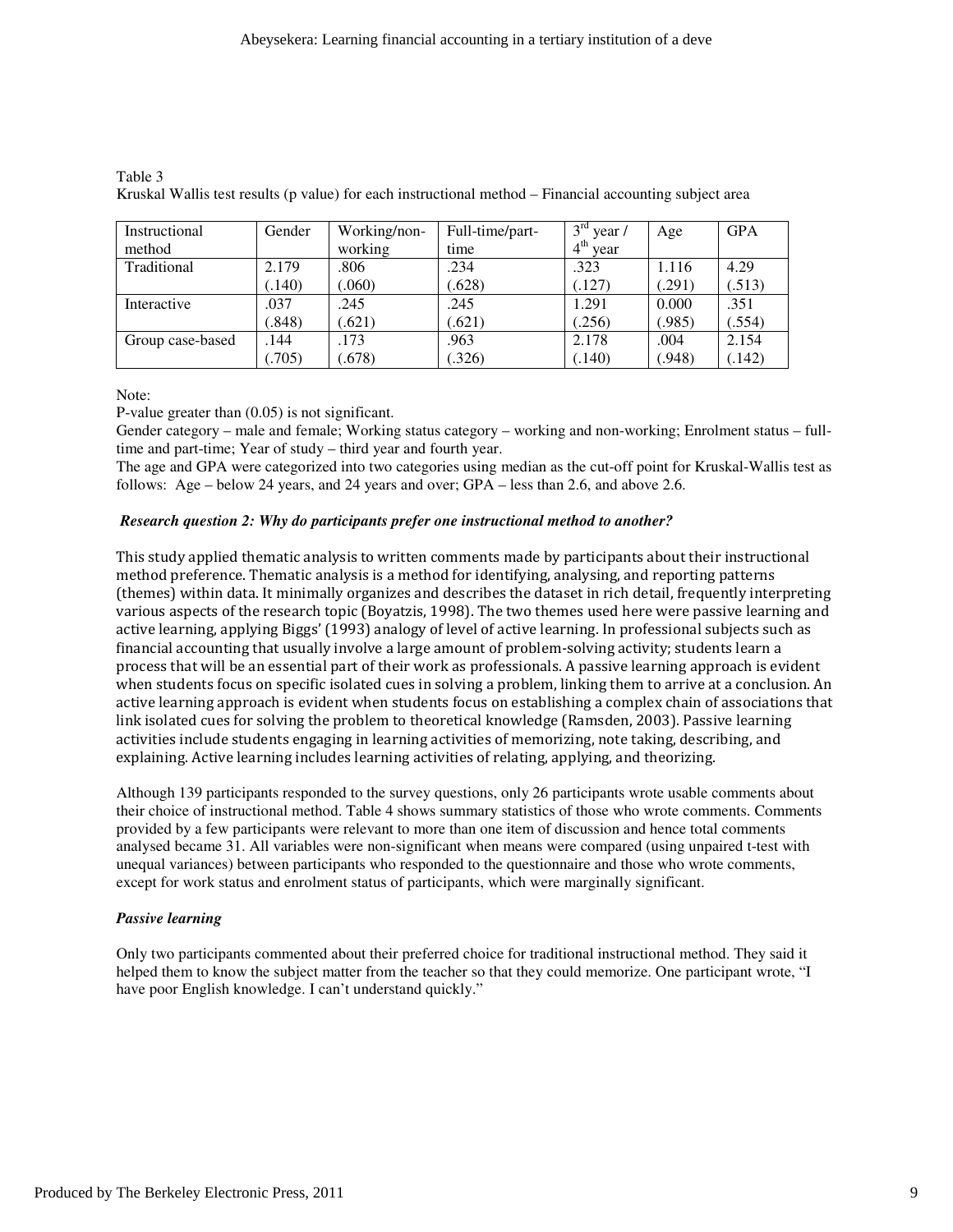Table 3
Kruskal Wallis test results (p value) for each instructional method – Financial accounting subject area

| Instructional method | Gender | Working/non-working | Full-time/part-time | 3rd year / 4th year | Age | GPA |
|---|---|---|---|---|---|---|
| Traditional | 2.179 (.140) | .806 (.060) | .234 (.628) | .323 (.127) | 1.116 (.291) | 4.29 (.513) |
| Interactive | .037 (.848) | .245 (.621) | .245 (.621) | 1.291 (.256) | 0.000 (.985) | .351 (.554) |
| Group case-based | .144 (.705) | .173 (.678) | .963 (.326) | 2.178 (.140) | .004 (.948) | 2.154 (.142) |

Note:
P-value greater than (0.05) is not significant.
Gender category – male and female; Working status category – working and non-working; Enrolment status – full-time and part-time; Year of study – third year and fourth year.
The age and GPA were categorized into two categories using median as the cut-off point for Kruskal-Wallis test as follows: Age – below 24 years, and 24 years and over; GPA – less than 2.6, and above 2.6.

***Research question 2: Why do participants prefer one instructional method to another?***

This study applied thematic analysis to written comments made by participants about their instructional method preference. Thematic analysis is a method for identifying, analysing, and reporting patterns (themes) within data. It minimally organizes and describes the dataset in rich detail, frequently interpreting various aspects of the research topic (Boyatzis, 1998). The two themes used here were passive learning and active learning, applying Biggs' (1993) analogy of level of active learning. In professional subjects such as financial accounting that usually involve a large amount of problem-solving activity; students learn a process that will be an essential part of their work as professionals. A passive learning approach is evident when students focus on specific isolated cues in solving a problem, linking them to arrive at a conclusion. An active learning approach is evident when students focus on establishing a complex chain of associations that link isolated cues for solving the problem to theoretical knowledge (Ramsden, 2003). Passive learning activities include students engaging in learning activities of memorizing, note taking, describing, and explaining. Active learning includes learning activities of relating, applying, and theorizing.

Although 139 participants responded to the survey questions, only 26 participants wrote usable comments about their choice of instructional method. Table 4 shows summary statistics of those who wrote comments. Comments provided by a few participants were relevant to more than one item of discussion and hence total comments analysed became 31. All variables were non-significant when means were compared (using unpaired t-test with unequal variances) between participants who responded to the questionnaire and those who wrote comments, except for work status and enrolment status of participants, which were marginally significant.

***Passive learning***

Only two participants commented about their preferred choice for traditional instructional method. They said it helped them to know the subject matter from the teacher so that they could memorize. One participant wrote, "I have poor English knowledge. I can't understand quickly."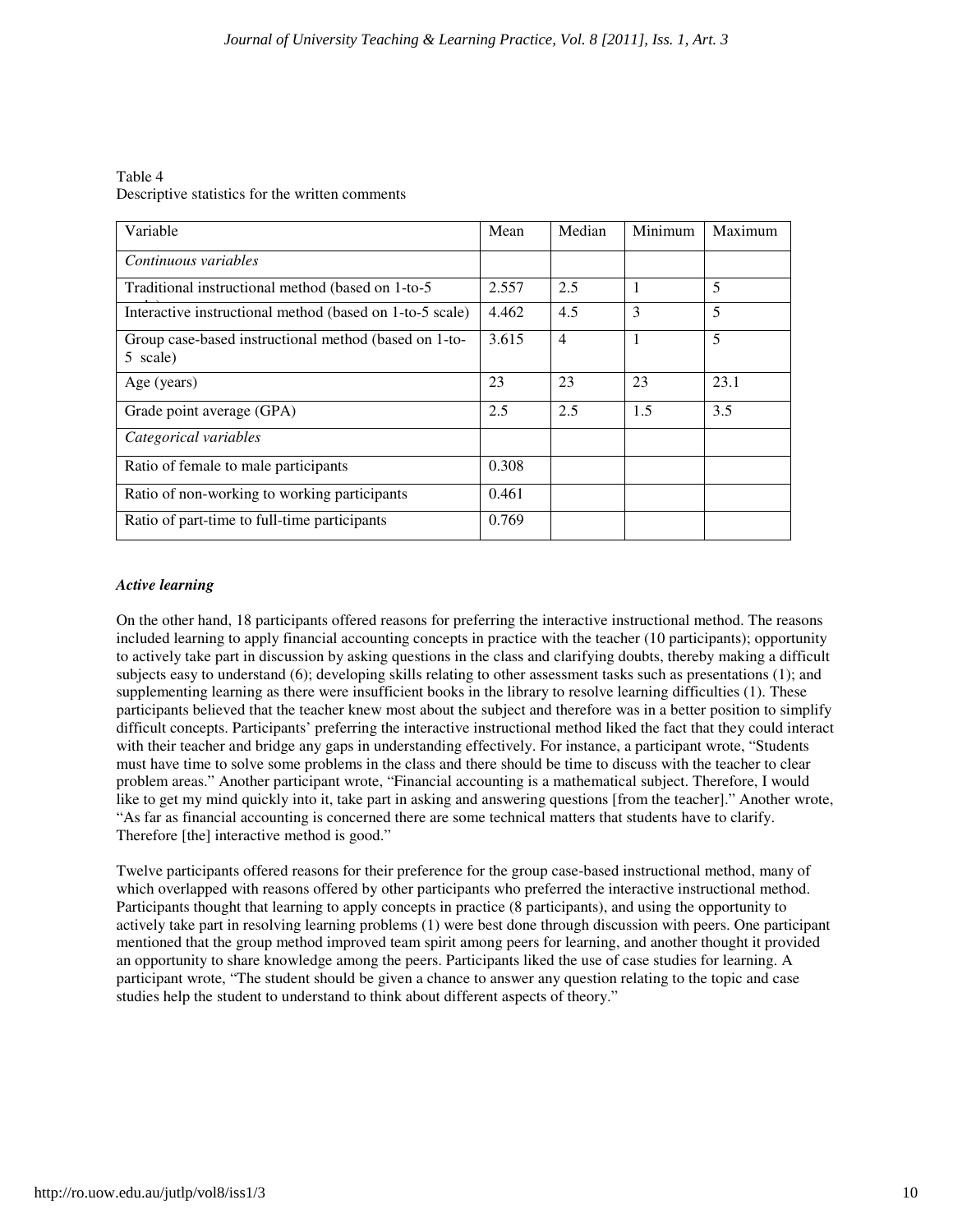Table 4
Descriptive statistics for the written comments

| Variable | Mean | Median | Minimum | Maximum |
|---|---|---|---|---|
| *Continuous variables* | | | | |
| Traditional instructional method (based on 1-to-5 scale) | 2.557 | 2.5 | 1 | 5 |
| Interactive instructional method (based on 1-to-5 scale) | 4.462 | 4.5 | 3 | 5 |
| Group case-based instructional method (based on 1-to-5 scale) | 3.615 | 4 | 1 | 5 |
| Age (years) | 23 | 23 | 23 | 23.1 |
| Grade point average (GPA) | 2.5 | 2.5 | 1.5 | 3.5 |
| *Categorical variables* | | | | |
| Ratio of female to male participants | 0.308 | | | |
| Ratio of non-working to working participants | 0.461 | | | |
| Ratio of part-time to full-time participants | 0.769 | | | |

***Active learning***

On the other hand, 18 participants offered reasons for preferring the interactive instructional method. The reasons included learning to apply financial accounting concepts in practice with the teacher (10 participants); opportunity to actively take part in discussion by asking questions in the class and clarifying doubts, thereby making a difficult subjects easy to understand (6); developing skills relating to other assessment tasks such as presentations (1); and supplementing learning as there were insufficient books in the library to resolve learning difficulties (1). These participants believed that the teacher knew most about the subject and therefore was in a better position to simplify difficult concepts. Participants' preferring the interactive instructional method liked the fact that they could interact with their teacher and bridge any gaps in understanding effectively. For instance, a participant wrote, "Students must have time to solve some problems in the class and there should be time to discuss with the teacher to clear problem areas." Another participant wrote, "Financial accounting is a mathematical subject. Therefore, I would like to get my mind quickly into it, take part in asking and answering questions [from the teacher]." Another wrote, "As far as financial accounting is concerned there are some technical matters that students have to clarify. Therefore [the] interactive method is good."

Twelve participants offered reasons for their preference for the group case-based instructional method, many of which overlapped with reasons offered by other participants who preferred the interactive instructional method. Participants thought that learning to apply concepts in practice (8 participants), and using the opportunity to actively take part in resolving learning problems (1) were best done through discussion with peers. One participant mentioned that the group method improved team spirit among peers for learning, and another thought it provided an opportunity to share knowledge among the peers. Participants liked the use of case studies for learning. A participant wrote, "The student should be given a chance to answer any question relating to the topic and case studies help the student to understand to think about different aspects of theory."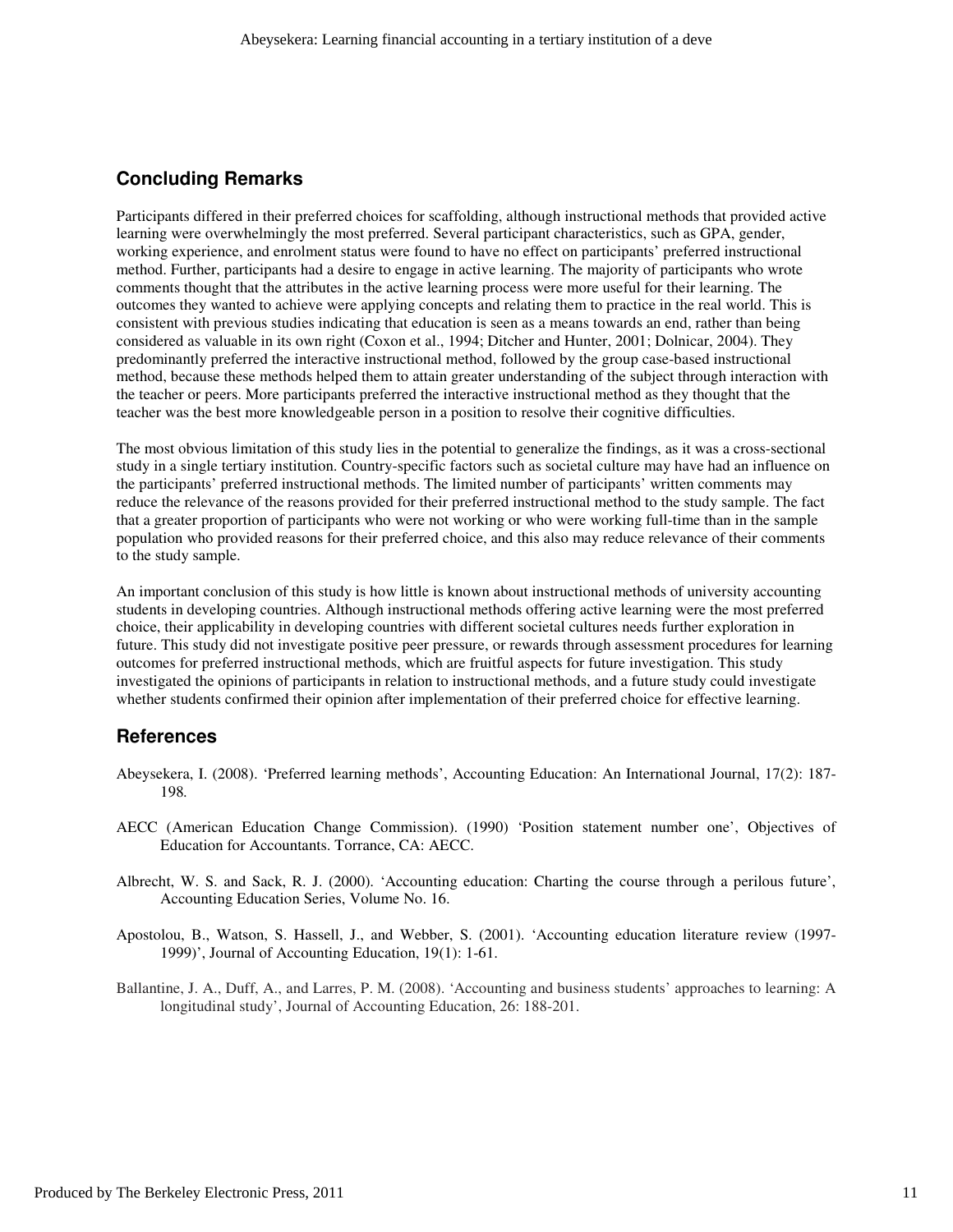## Concluding Remarks

Participants differed in their preferred choices for scaffolding, although instructional methods that provided active learning were overwhelmingly the most preferred. Several participant characteristics, such as GPA, gender, working experience, and enrolment status were found to have no effect on participants' preferred instructional method. Further, participants had a desire to engage in active learning. The majority of participants who wrote comments thought that the attributes in the active learning process were more useful for their learning. The outcomes they wanted to achieve were applying concepts and relating them to practice in the real world. This is consistent with previous studies indicating that education is seen as a means towards an end, rather than being considered as valuable in its own right (Coxon et al., 1994; Ditcher and Hunter, 2001; Dolnicar, 2004). They predominantly preferred the interactive instructional method, followed by the group case-based instructional method, because these methods helped them to attain greater understanding of the subject through interaction with the teacher or peers. More participants preferred the interactive instructional method as they thought that the teacher was the best more knowledgeable person in a position to resolve their cognitive difficulties.

The most obvious limitation of this study lies in the potential to generalize the findings, as it was a cross-sectional study in a single tertiary institution. Country-specific factors such as societal culture may have had an influence on the participants' preferred instructional methods. The limited number of participants' written comments may reduce the relevance of the reasons provided for their preferred instructional method to the study sample. The fact that a greater proportion of participants who were not working or who were working full-time than in the sample population who provided reasons for their preferred choice, and this also may reduce relevance of their comments to the study sample.

An important conclusion of this study is how little is known about instructional methods of university accounting students in developing countries. Although instructional methods offering active learning were the most preferred choice, their applicability in developing countries with different societal cultures needs further exploration in future. This study did not investigate positive peer pressure, or rewards through assessment procedures for learning outcomes for preferred instructional methods, which are fruitful aspects for future investigation. This study investigated the opinions of participants in relation to instructional methods, and a future study could investigate whether students confirmed their opinion after implementation of their preferred choice for effective learning.

## References

Abeysekera, I. (2008). 'Preferred learning methods', Accounting Education: An International Journal, 17(2): 187-198.

AECC (American Education Change Commission). (1990) 'Position statement number one', Objectives of Education for Accountants. Torrance, CA: AECC.

Albrecht, W. S. and Sack, R. J. (2000). 'Accounting education: Charting the course through a perilous future', Accounting Education Series, Volume No. 16.

Apostolou, B., Watson, S. Hassell, J., and Webber, S. (2001). 'Accounting education literature review (1997-1999)', Journal of Accounting Education, 19(1): 1-61.

Ballantine, J. A., Duff, A., and Larres, P. M. (2008). 'Accounting and business students' approaches to learning: A longitudinal study', Journal of Accounting Education, 26: 188-201.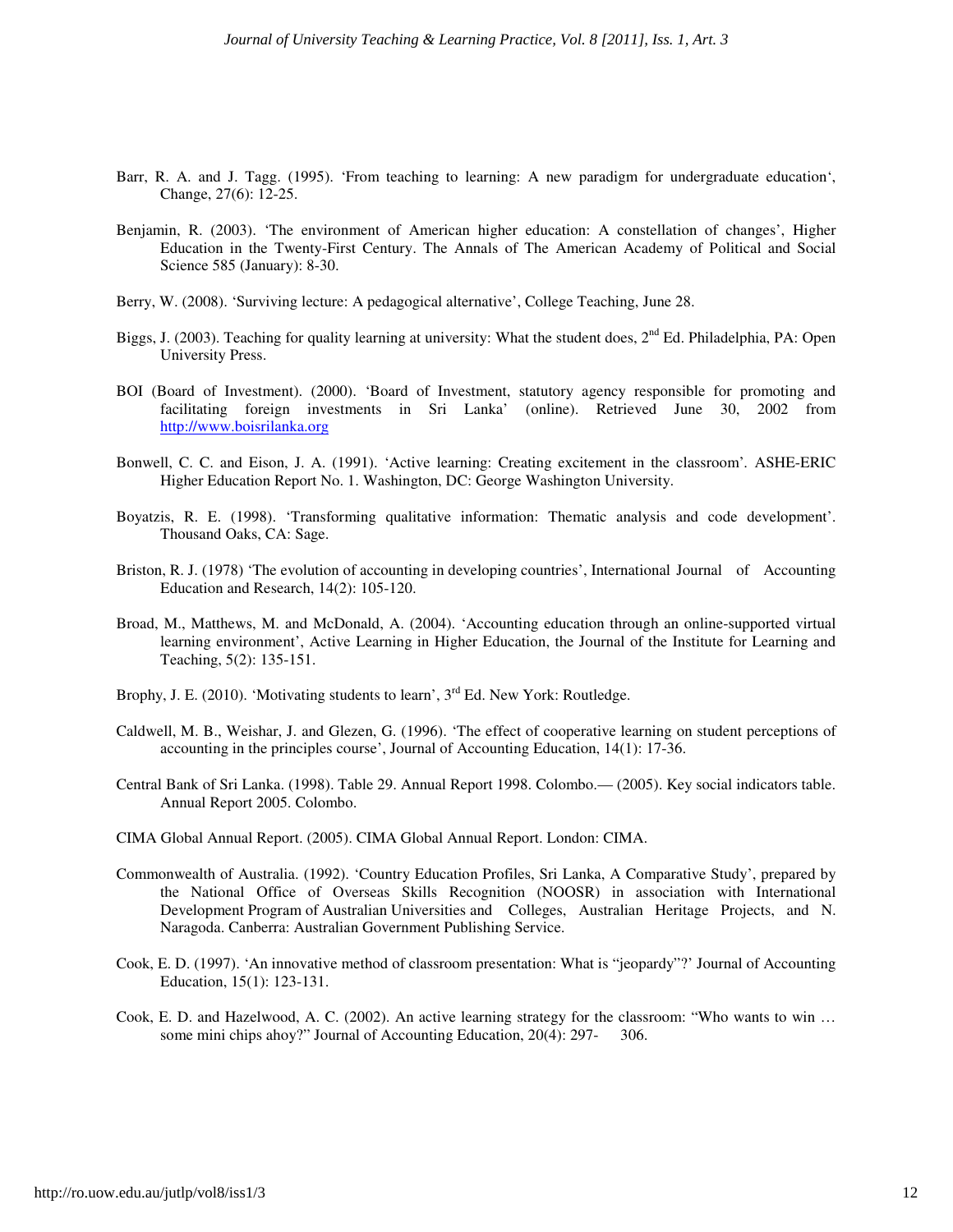Barr, R. A. and J. Tagg. (1995). 'From teaching to learning: A new paradigm for undergraduate education', Change, 27(6): 12-25.

Benjamin, R. (2003). 'The environment of American higher education: A constellation of changes', Higher Education in the Twenty-First Century. The Annals of The American Academy of Political and Social Science 585 (January): 8-30.

Berry, W. (2008). 'Surviving lecture: A pedagogical alternative', College Teaching, June 28.

Biggs, J. (2003). Teaching for quality learning at university: What the student does, 2nd Ed. Philadelphia, PA: Open University Press.

BOI (Board of Investment). (2000). 'Board of Investment, statutory agency responsible for promoting and facilitating foreign investments in Sri Lanka' (online). Retrieved June 30, 2002 from http://www.boisrilanka.org

Bonwell, C. C. and Eison, J. A. (1991). 'Active learning: Creating excitement in the classroom'. ASHE-ERIC Higher Education Report No. 1. Washington, DC: George Washington University.

Boyatzis, R. E. (1998). 'Transforming qualitative information: Thematic analysis and code development'. Thousand Oaks, CA: Sage.

Briston, R. J. (1978) 'The evolution of accounting in developing countries', International Journal of Accounting Education and Research, 14(2): 105-120.

Broad, M., Matthews, M. and McDonald, A. (2004). 'Accounting education through an online-supported virtual learning environment', Active Learning in Higher Education, the Journal of the Institute for Learning and Teaching, 5(2): 135-151.

Brophy, J. E. (2010). 'Motivating students to learn', 3rd Ed. New York: Routledge.

Caldwell, M. B., Weishar, J. and Glezen, G. (1996). 'The effect of cooperative learning on student perceptions of accounting in the principles course', Journal of Accounting Education, 14(1): 17-36.

Central Bank of Sri Lanka. (1998). Table 29. Annual Report 1998. Colombo.— (2005). Key social indicators table. Annual Report 2005. Colombo.

CIMA Global Annual Report. (2005). CIMA Global Annual Report. London: CIMA.

Commonwealth of Australia. (1992). 'Country Education Profiles, Sri Lanka, A Comparative Study', prepared by the National Office of Overseas Skills Recognition (NOOSR) in association with International Development Program of Australian Universities and Colleges, Australian Heritage Projects, and N. Naragoda. Canberra: Australian Government Publishing Service.

Cook, E. D. (1997). 'An innovative method of classroom presentation: What is "jeopardy"?' Journal of Accounting Education, 15(1): 123-131.

Cook, E. D. and Hazelwood, A. C. (2002). An active learning strategy for the classroom: "Who wants to win … some mini chips ahoy?" Journal of Accounting Education, 20(4): 297- 306.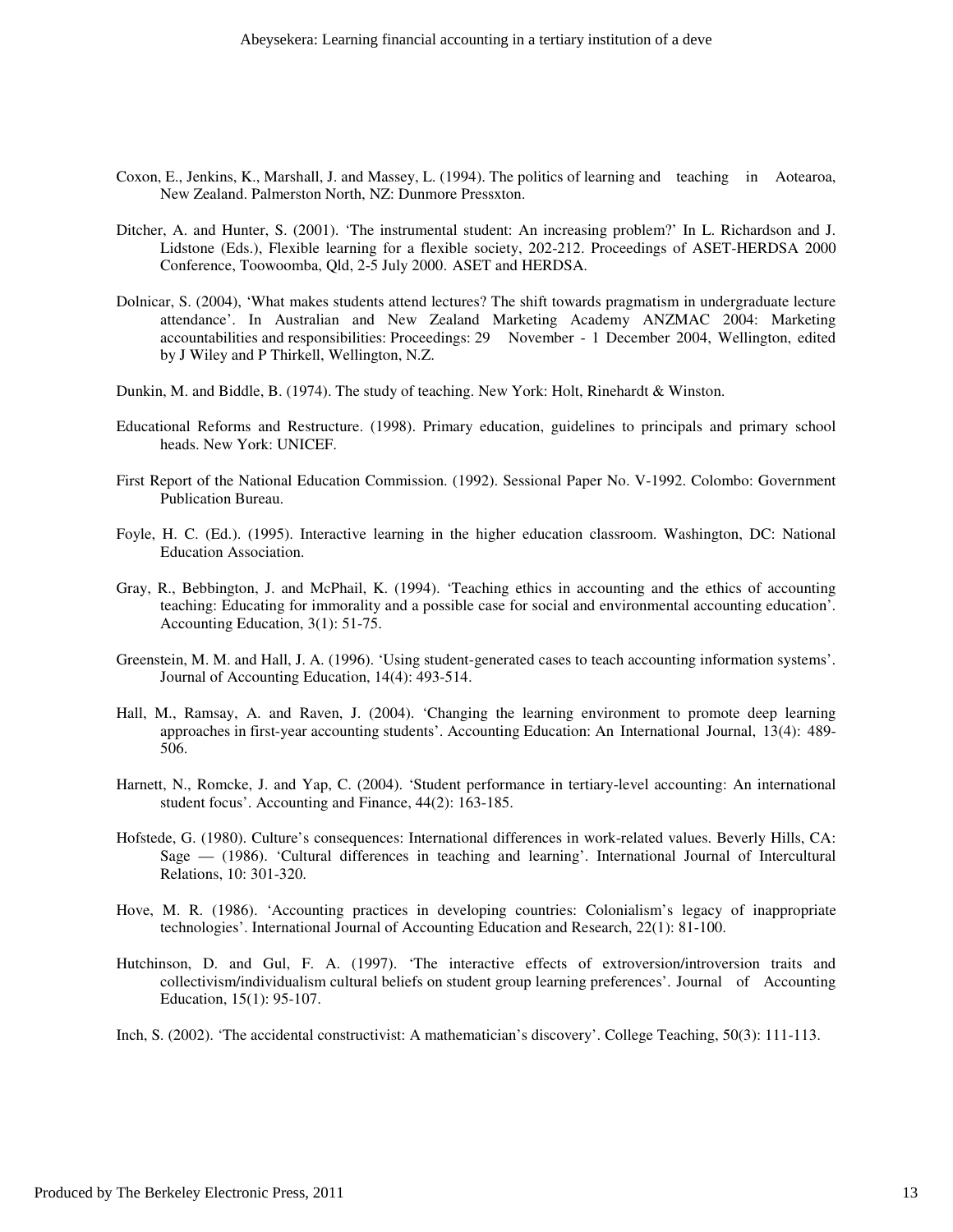Coxon, E., Jenkins, K., Marshall, J. and Massey, L. (1994). The politics of learning and teaching in Aotearoa, New Zealand. Palmerston North, NZ: Dunmore Pressxton.

Ditcher, A. and Hunter, S. (2001). 'The instrumental student: An increasing problem?' In L. Richardson and J. Lidstone (Eds.), Flexible learning for a flexible society, 202-212. Proceedings of ASET-HERDSA 2000 Conference, Toowoomba, Qld, 2-5 July 2000. ASET and HERDSA.

Dolnicar, S. (2004), 'What makes students attend lectures? The shift towards pragmatism in undergraduate lecture attendance'. In Australian and New Zealand Marketing Academy ANZMAC 2004: Marketing accountabilities and responsibilities: Proceedings: 29 November - 1 December 2004, Wellington, edited by J Wiley and P Thirkell, Wellington, N.Z.

Dunkin, M. and Biddle, B. (1974). The study of teaching. New York: Holt, Rinehardt & Winston.

Educational Reforms and Restructure. (1998). Primary education, guidelines to principals and primary school heads. New York: UNICEF.

First Report of the National Education Commission. (1992). Sessional Paper No. V-1992. Colombo: Government Publication Bureau.

Foyle, H. C. (Ed.). (1995). Interactive learning in the higher education classroom. Washington, DC: National Education Association.

Gray, R., Bebbington, J. and McPhail, K. (1994). 'Teaching ethics in accounting and the ethics of accounting teaching: Educating for immorality and a possible case for social and environmental accounting education'. Accounting Education, 3(1): 51-75.

Greenstein, M. M. and Hall, J. A. (1996). 'Using student-generated cases to teach accounting information systems'. Journal of Accounting Education, 14(4): 493-514.

Hall, M., Ramsay, A. and Raven, J. (2004). 'Changing the learning environment to promote deep learning approaches in first-year accounting students'. Accounting Education: An International Journal, 13(4): 489-506.

Harnett, N., Romcke, J. and Yap, C. (2004). 'Student performance in tertiary-level accounting: An international student focus'. Accounting and Finance, 44(2): 163-185.

Hofstede, G. (1980). Culture's consequences: International differences in work-related values. Beverly Hills, CA: Sage — (1986). 'Cultural differences in teaching and learning'. International Journal of Intercultural Relations, 10: 301-320.

Hove, M. R. (1986). 'Accounting practices in developing countries: Colonialism's legacy of inappropriate technologies'. International Journal of Accounting Education and Research, 22(1): 81-100.

Hutchinson, D. and Gul, F. A. (1997). 'The interactive effects of extroversion/introversion traits and collectivism/individualism cultural beliefs on student group learning preferences'. Journal of Accounting Education, 15(1): 95-107.

Inch, S. (2002). 'The accidental constructivist: A mathematician's discovery'. College Teaching, 50(3): 111-113.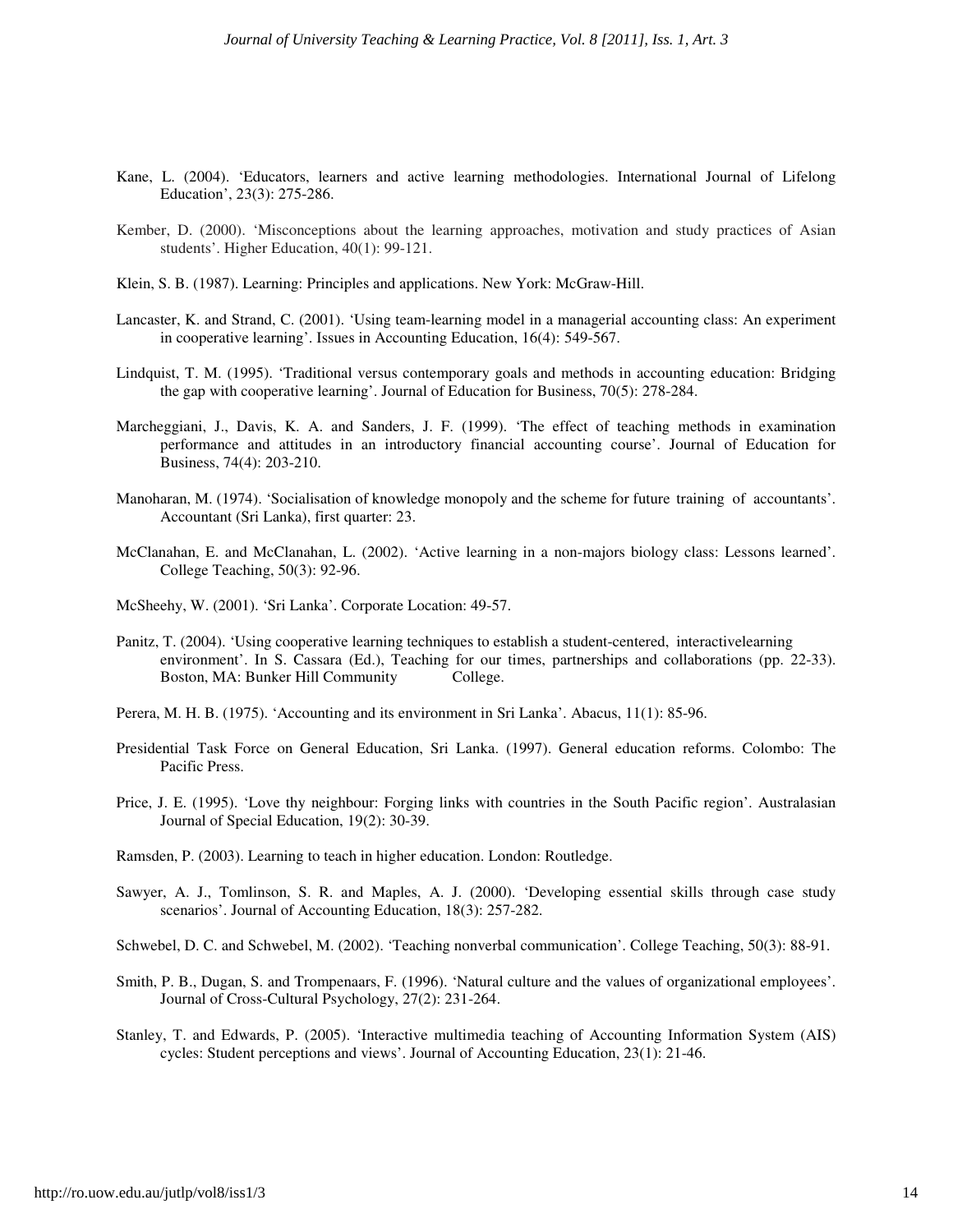Kane, L. (2004). 'Educators, learners and active learning methodologies. International Journal of Lifelong Education', 23(3): 275-286.

Kember, D. (2000). 'Misconceptions about the learning approaches, motivation and study practices of Asian students'. Higher Education, 40(1): 99-121.

Klein, S. B. (1987). Learning: Principles and applications. New York: McGraw-Hill.

Lancaster, K. and Strand, C. (2001). 'Using team-learning model in a managerial accounting class: An experiment in cooperative learning'. Issues in Accounting Education, 16(4): 549-567.

Lindquist, T. M. (1995). 'Traditional versus contemporary goals and methods in accounting education: Bridging the gap with cooperative learning'. Journal of Education for Business, 70(5): 278-284.

Marcheggiani, J., Davis, K. A. and Sanders, J. F. (1999). 'The effect of teaching methods in examination performance and attitudes in an introductory financial accounting course'. Journal of Education for Business, 74(4): 203-210.

Manoharan, M. (1974). 'Socialisation of knowledge monopoly and the scheme for future training of accountants'. Accountant (Sri Lanka), first quarter: 23.

McClanahan, E. and McClanahan, L. (2002). 'Active learning in a non-majors biology class: Lessons learned'. College Teaching, 50(3): 92-96.

McSheehy, W. (2001). 'Sri Lanka'. Corporate Location: 49-57.

Panitz, T. (2004). 'Using cooperative learning techniques to establish a student-centered, interactivelearning environment'. In S. Cassara (Ed.), Teaching for our times, partnerships and collaborations (pp. 22-33). Boston, MA: Bunker Hill Community College.

Perera, M. H. B. (1975). 'Accounting and its environment in Sri Lanka'. Abacus, 11(1): 85-96.

Presidential Task Force on General Education, Sri Lanka. (1997). General education reforms. Colombo: The Pacific Press.

Price, J. E. (1995). 'Love thy neighbour: Forging links with countries in the South Pacific region'. Australasian Journal of Special Education, 19(2): 30-39.

Ramsden, P. (2003). Learning to teach in higher education. London: Routledge.

Sawyer, A. J., Tomlinson, S. R. and Maples, A. J. (2000). 'Developing essential skills through case study scenarios'. Journal of Accounting Education, 18(3): 257-282.

Schwebel, D. C. and Schwebel, M. (2002). 'Teaching nonverbal communication'. College Teaching, 50(3): 88-91.

Smith, P. B., Dugan, S. and Trompenaars, F. (1996). 'Natural culture and the values of organizational employees'. Journal of Cross-Cultural Psychology, 27(2): 231-264.

Stanley, T. and Edwards, P. (2005). 'Interactive multimedia teaching of Accounting Information System (AIS) cycles: Student perceptions and views'. Journal of Accounting Education, 23(1): 21-46.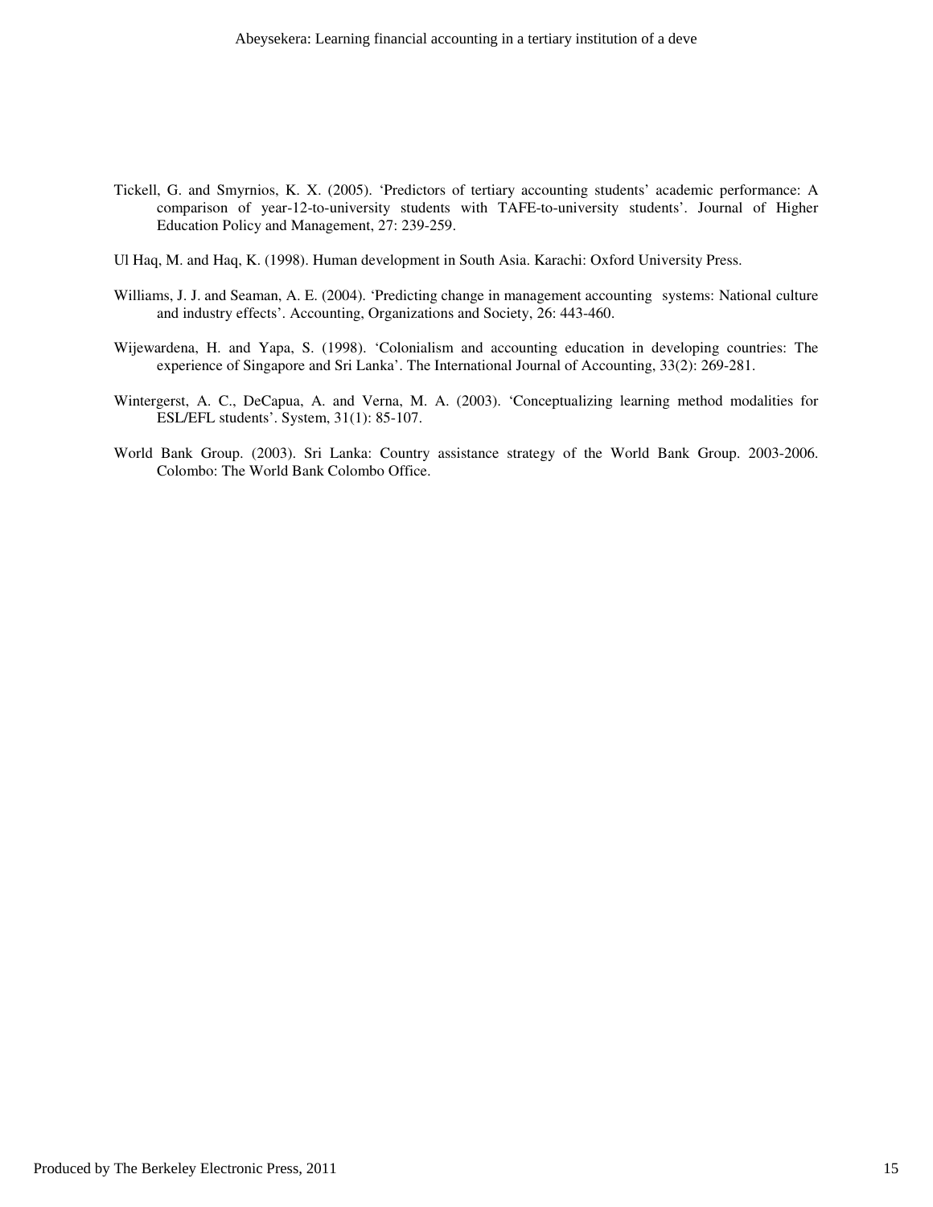Tickell, G. and Smyrnios, K. X. (2005). 'Predictors of tertiary accounting students' academic performance: A comparison of year-12-to-university students with TAFE-to-university students'. Journal of Higher Education Policy and Management, 27: 239-259.

Ul Haq, M. and Haq, K. (1998). Human development in South Asia. Karachi: Oxford University Press.

Williams, J. J. and Seaman, A. E. (2004). 'Predicting change in management accounting systems: National culture and industry effects'. Accounting, Organizations and Society, 26: 443-460.

Wijewardena, H. and Yapa, S. (1998). 'Colonialism and accounting education in developing countries: The experience of Singapore and Sri Lanka'. The International Journal of Accounting, 33(2): 269-281.

Wintergerst, A. C., DeCapua, A. and Verna, M. A. (2003). 'Conceptualizing learning method modalities for ESL/EFL students'. System, 31(1): 85-107.

World Bank Group. (2003). Sri Lanka: Country assistance strategy of the World Bank Group. 2003-2006. Colombo: The World Bank Colombo Office.